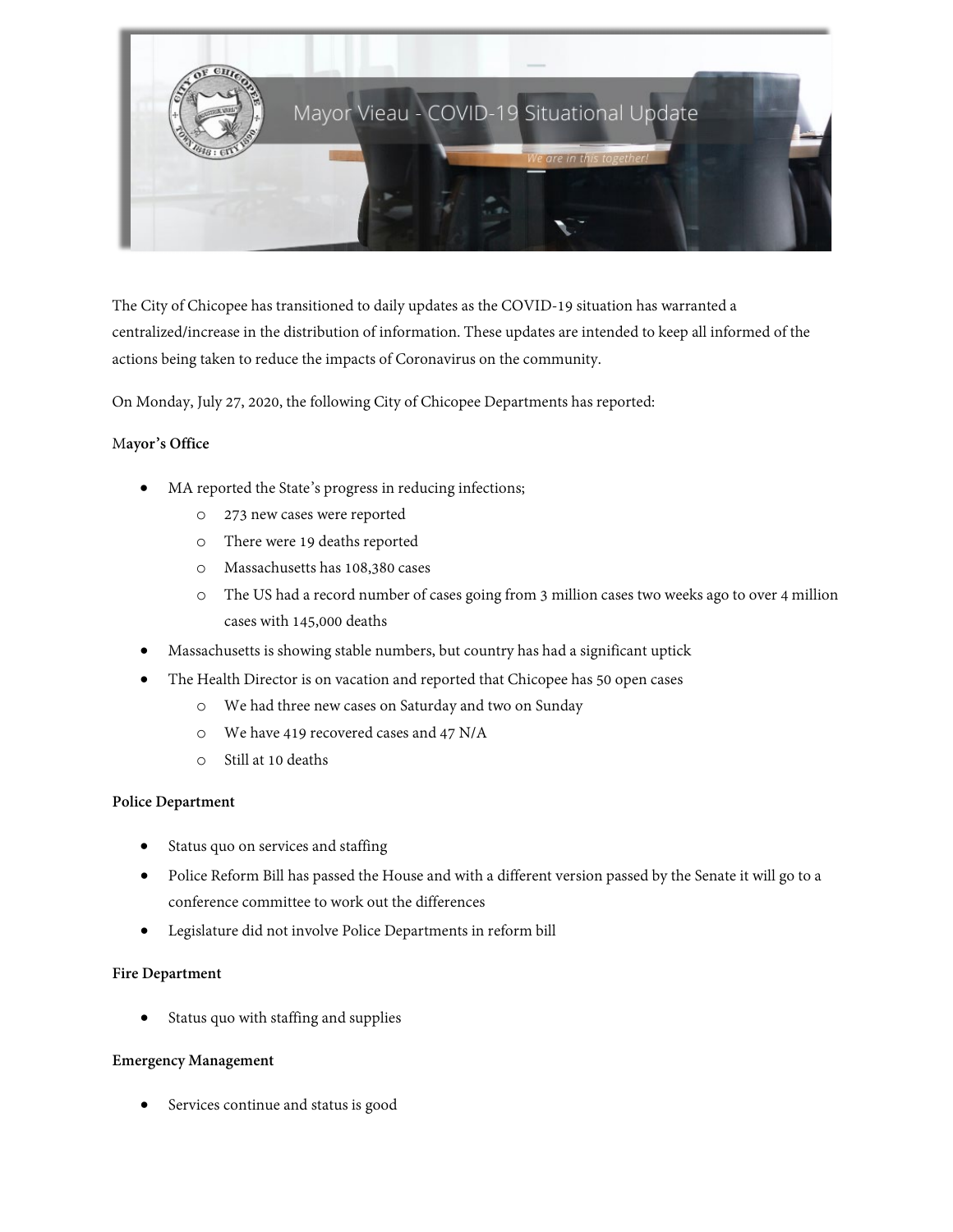# Mayor Vieau - COVID-19 Situational Update

*We are in this together!*

The City of Chicopee has transitioned to daily updates as the COVID-19 situation has warranted a centralized/increase in the distribution of information. These updates are intended to keep all informed of the actions being taken to reduce the impacts of Coronavirus on the community.

On Monday, July 27, 2020, the following City of Chicopee Departments has reported:

**Mayor's Office**

- MA reported the State's progress in reducing infections;
  - 273 new cases were reported
  - There were 19 deaths reported
  - Massachusetts has 108,380 cases
  - The US had a record number of cases going from 3 million cases two weeks ago to over 4 million cases with 145,000 deaths
- Massachusetts is showing stable numbers, but country has had a significant uptick
- The Health Director is on vacation and reported that Chicopee has 50 open cases
  - We had three new cases on Saturday and two on Sunday
  - We have 419 recovered cases and 47 N/A
  - Still at 10 deaths

**Police Department**

- Status quo on services and staffing
- Police Reform Bill has passed the House and with a different version passed by the Senate it will go to a conference committee to work out the differences
- Legislature did not involve Police Departments in reform bill

**Fire Department**

- Status quo with staffing and supplies

**Emergency Management**

- Services continue and status is good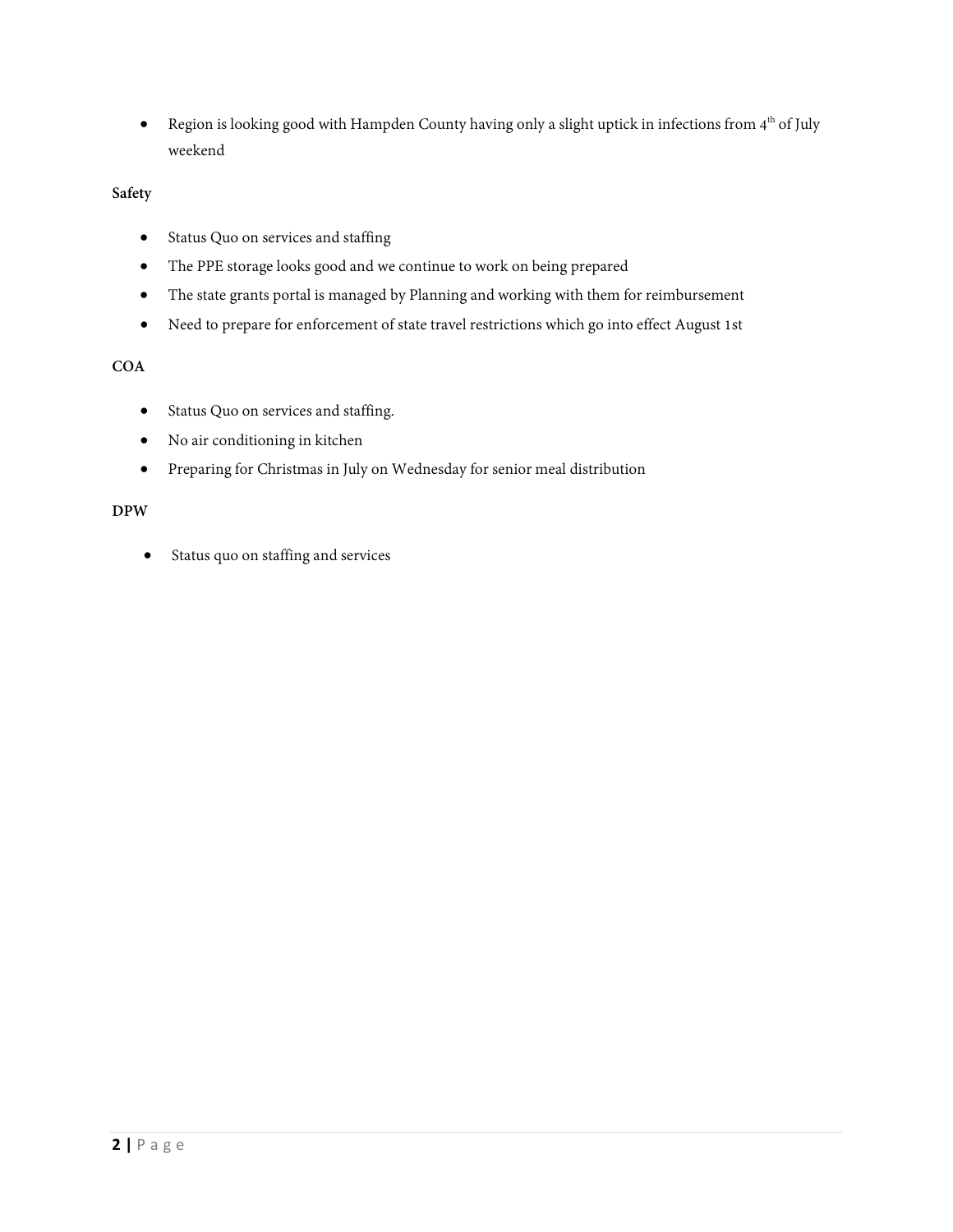- Region is looking good with Hampden County having only a slight uptick in infections from 4th of July weekend

**Safety**

- Status Quo on services and staffing
- The PPE storage looks good and we continue to work on being prepared
- The state grants portal is managed by Planning and working with them for reimbursement
- Need to prepare for enforcement of state travel restrictions which go into effect August 1st

**COA**

- Status Quo on services and staffing.
- No air conditioning in kitchen
- Preparing for Christmas in July on Wednesday for senior meal distribution

**DPW**

- Status quo on staffing and services